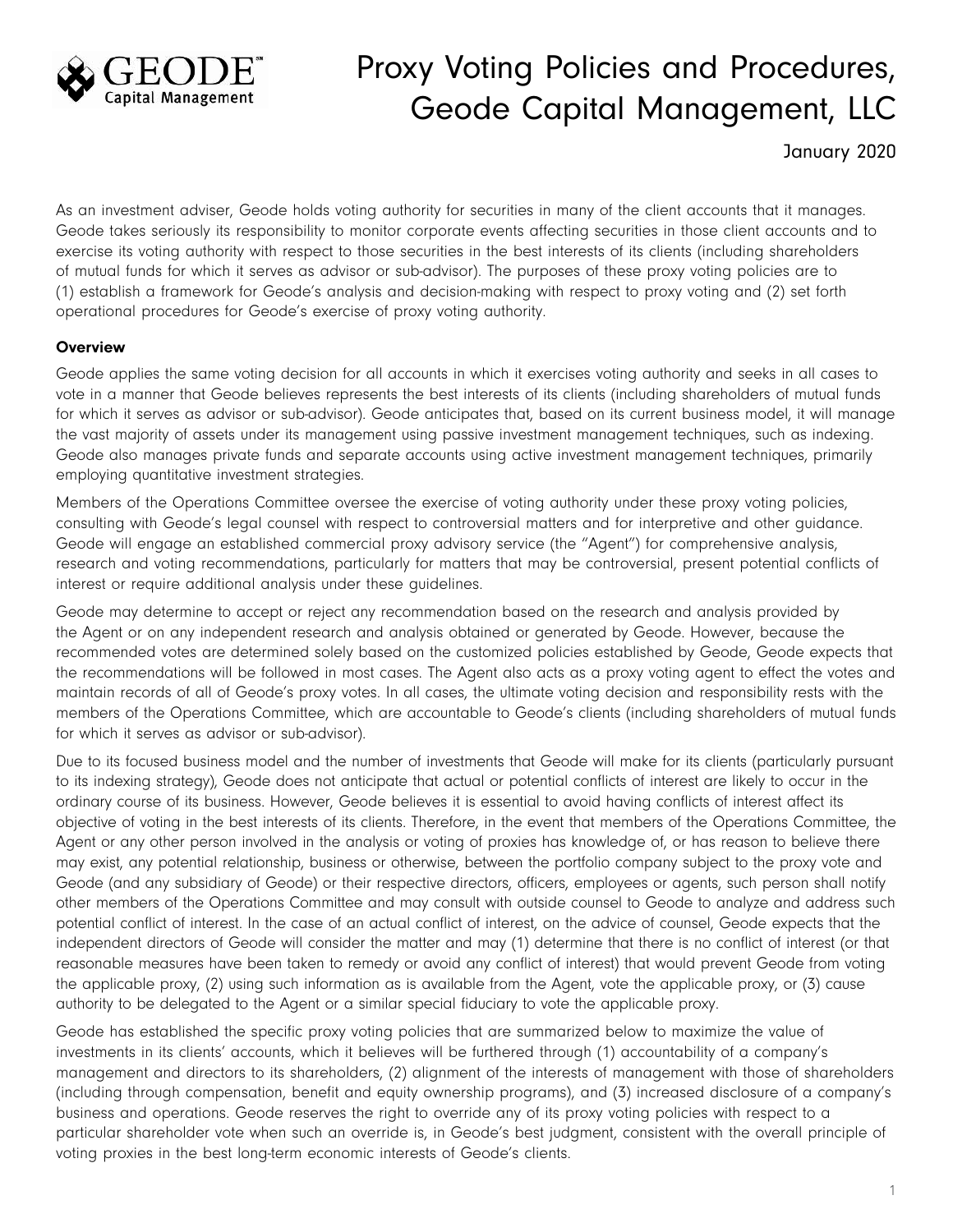# Proxy Voting Policies and Procedures, Geode Capital Management, LLC

January 2020

As an investment adviser, Geode holds voting authority for securities in many of the client accounts that it manages. Geode takes seriously its responsibility to monitor corporate events affecting securities in those client accounts and to exercise its voting authority with respect to those securities in the best interests of its clients (including shareholders of mutual funds for which it serves as advisor or sub-advisor). The purposes of these proxy voting policies are to (1) establish a framework for Geode's analysis and decision-making with respect to proxy voting and (2) set forth operational procedures for Geode's exercise of proxy voting authority.

**Overview**

Geode applies the same voting decision for all accounts in which it exercises voting authority and seeks in all cases to vote in a manner that Geode believes represents the best interests of its clients (including shareholders of mutual funds for which it serves as advisor or sub-advisor). Geode anticipates that, based on its current business model, it will manage the vast majority of assets under its management using passive investment management techniques, such as indexing. Geode also manages private funds and separate accounts using active investment management techniques, primarily employing quantitative investment strategies.

Members of the Operations Committee oversee the exercise of voting authority under these proxy voting policies, consulting with Geode's legal counsel with respect to controversial matters and for interpretive and other guidance. Geode will engage an established commercial proxy advisory service (the "Agent") for comprehensive analysis, research and voting recommendations, particularly for matters that may be controversial, present potential conflicts of interest or require additional analysis under these guidelines.

Geode may determine to accept or reject any recommendation based on the research and analysis provided by the Agent or on any independent research and analysis obtained or generated by Geode. However, because the recommended votes are determined solely based on the customized policies established by Geode, Geode expects that the recommendations will be followed in most cases. The Agent also acts as a proxy voting agent to effect the votes and maintain records of all of Geode's proxy votes. In all cases, the ultimate voting decision and responsibility rests with the members of the Operations Committee, which are accountable to Geode's clients (including shareholders of mutual funds for which it serves as advisor or sub-advisor).

Due to its focused business model and the number of investments that Geode will make for its clients (particularly pursuant to its indexing strategy), Geode does not anticipate that actual or potential conflicts of interest are likely to occur in the ordinary course of its business. However, Geode believes it is essential to avoid having conflicts of interest affect its objective of voting in the best interests of its clients. Therefore, in the event that members of the Operations Committee, the Agent or any other person involved in the analysis or voting of proxies has knowledge of, or has reason to believe there may exist, any potential relationship, business or otherwise, between the portfolio company subject to the proxy vote and Geode (and any subsidiary of Geode) or their respective directors, officers, employees or agents, such person shall notify other members of the Operations Committee and may consult with outside counsel to Geode to analyze and address such potential conflict of interest. In the case of an actual conflict of interest, on the advice of counsel, Geode expects that the independent directors of Geode will consider the matter and may (1) determine that there is no conflict of interest (or that reasonable measures have been taken to remedy or avoid any conflict of interest) that would prevent Geode from voting the applicable proxy, (2) using such information as is available from the Agent, vote the applicable proxy, or (3) cause authority to be delegated to the Agent or a similar special fiduciary to vote the applicable proxy.

Geode has established the specific proxy voting policies that are summarized below to maximize the value of investments in its clients' accounts, which it believes will be furthered through (1) accountability of a company's management and directors to its shareholders, (2) alignment of the interests of management with those of shareholders (including through compensation, benefit and equity ownership programs), and (3) increased disclosure of a company's business and operations. Geode reserves the right to override any of its proxy voting policies with respect to a particular shareholder vote when such an override is, in Geode's best judgment, consistent with the overall principle of voting proxies in the best long-term economic interests of Geode's clients.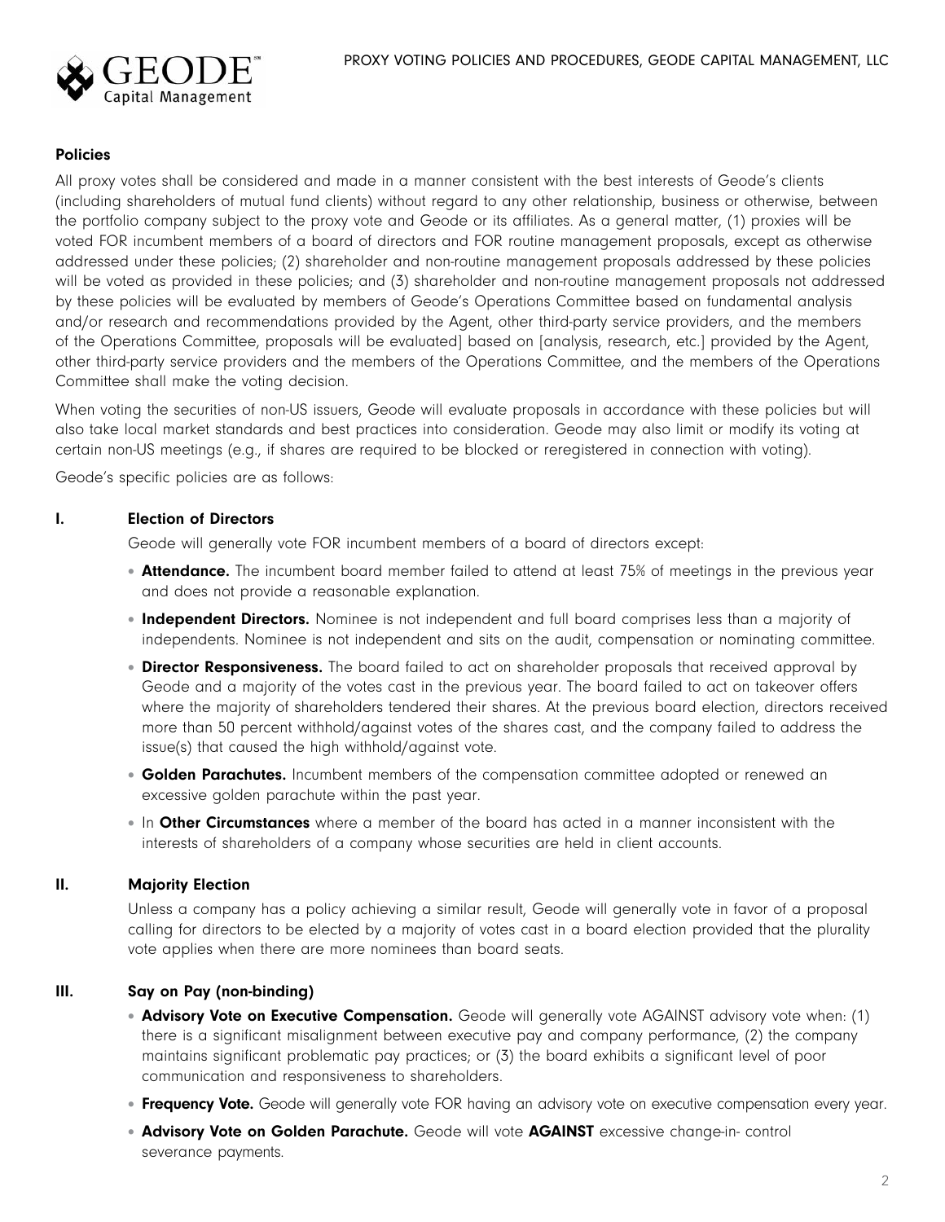## Policies

All proxy votes shall be considered and made in a manner consistent with the best interests of Geode's clients (including shareholders of mutual fund clients) without regard to any other relationship, business or otherwise, between the portfolio company subject to the proxy vote and Geode or its affiliates. As a general matter, (1) proxies will be voted FOR incumbent members of a board of directors and FOR routine management proposals, except as otherwise addressed under these policies; (2) shareholder and non-routine management proposals addressed by these policies will be voted as provided in these policies; and (3) shareholder and non-routine management proposals not addressed by these policies will be evaluated by members of Geode's Operations Committee based on fundamental analysis and/or research and recommendations provided by the Agent, other third-party service providers, and the members of the Operations Committee, proposals will be evaluated] based on [analysis, research, etc.] provided by the Agent, other third-party service providers and the members of the Operations Committee, and the members of the Operations Committee shall make the voting decision.

When voting the securities of non-US issuers, Geode will evaluate proposals in accordance with these policies but will also take local market standards and best practices into consideration. Geode may also limit or modify its voting at certain non-US meetings (e.g., if shares are required to be blocked or reregistered in connection with voting).

Geode's specific policies are as follows:

### I. Election of Directors

Geode will generally vote FOR incumbent members of a board of directors except:

- **Attendance.** The incumbent board member failed to attend at least 75% of meetings in the previous year and does not provide a reasonable explanation.
- **Independent Directors.** Nominee is not independent and full board comprises less than a majority of independents. Nominee is not independent and sits on the audit, compensation or nominating committee.
- **Director Responsiveness.** The board failed to act on shareholder proposals that received approval by Geode and a majority of the votes cast in the previous year. The board failed to act on takeover offers where the majority of shareholders tendered their shares. At the previous board election, directors received more than 50 percent withhold/against votes of the shares cast, and the company failed to address the issue(s) that caused the high withhold/against vote.
- **Golden Parachutes.** Incumbent members of the compensation committee adopted or renewed an excessive golden parachute within the past year.
- In **Other Circumstances** where a member of the board has acted in a manner inconsistent with the interests of shareholders of a company whose securities are held in client accounts.

### II. Majority Election

Unless a company has a policy achieving a similar result, Geode will generally vote in favor of a proposal calling for directors to be elected by a majority of votes cast in a board election provided that the plurality vote applies when there are more nominees than board seats.

### III. Say on Pay (non-binding)

- **Advisory Vote on Executive Compensation.** Geode will generally vote AGAINST advisory vote when: (1) there is a significant misalignment between executive pay and company performance, (2) the company maintains significant problematic pay practices; or (3) the board exhibits a significant level of poor communication and responsiveness to shareholders.
- **Frequency Vote.** Geode will generally vote FOR having an advisory vote on executive compensation every year.
- **Advisory Vote on Golden Parachute.** Geode will vote **AGAINST** excessive change-in- control severance payments.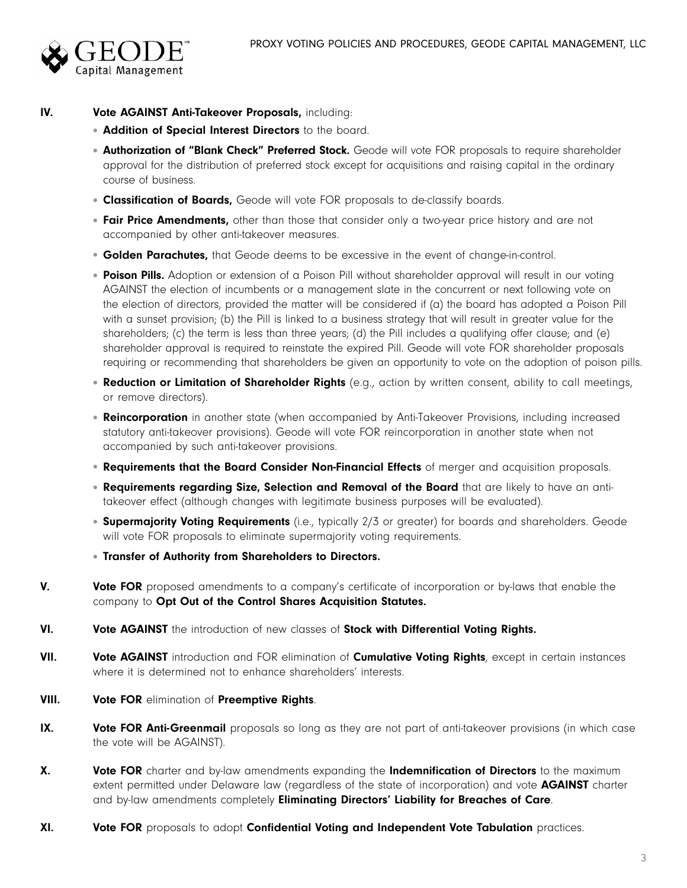**IV. Vote AGAINST Anti-Takeover Proposals,** including:

- **Addition of Special Interest Directors** to the board.
- **Authorization of "Blank Check" Preferred Stock.** Geode will vote FOR proposals to require shareholder approval for the distribution of preferred stock except for acquisitions and raising capital in the ordinary course of business.
- **Classification of Boards,** Geode will vote FOR proposals to de-classify boards.
- **Fair Price Amendments,** other than those that consider only a two-year price history and are not accompanied by other anti-takeover measures.
- **Golden Parachutes,** that Geode deems to be excessive in the event of change-in-control.
- **Poison Pills.** Adoption or extension of a Poison Pill without shareholder approval will result in our voting AGAINST the election of incumbents or a management slate in the concurrent or next following vote on the election of directors, provided the matter will be considered if (a) the board has adopted a Poison Pill with a sunset provision; (b) the Pill is linked to a business strategy that will result in greater value for the shareholders; (c) the term is less than three years; (d) the Pill includes a qualifying offer clause; and (e) shareholder approval is required to reinstate the expired Pill. Geode will vote FOR shareholder proposals requiring or recommending that shareholders be given an opportunity to vote on the adoption of poison pills.
- **Reduction or Limitation of Shareholder Rights** (e.g., action by written consent, ability to call meetings, or remove directors).
- **Reincorporation** in another state (when accompanied by Anti-Takeover Provisions, including increased statutory anti-takeover provisions). Geode will vote FOR reincorporation in another state when not accompanied by such anti-takeover provisions.
- **Requirements that the Board Consider Non-Financial Effects** of merger and acquisition proposals.
- **Requirements regarding Size, Selection and Removal of the Board** that are likely to have an anti-takeover effect (although changes with legitimate business purposes will be evaluated).
- **Supermajority Voting Requirements** (i.e., typically 2/3 or greater) for boards and shareholders. Geode will vote FOR proposals to eliminate supermajority voting requirements.
- **Transfer of Authority from Shareholders to Directors.**

**V. Vote FOR** proposed amendments to a company's certificate of incorporation or by-laws that enable the company to **Opt Out of the Control Shares Acquisition Statutes.**

**VI. Vote AGAINST** the introduction of new classes of **Stock with Differential Voting Rights.**

**VII. Vote AGAINST** introduction and FOR elimination of **Cumulative Voting Rights**, except in certain instances where it is determined not to enhance shareholders' interests.

**VIII. Vote FOR** elimination of **Preemptive Rights**.

**IX. Vote FOR Anti-Greenmail** proposals so long as they are not part of anti-takeover provisions (in which case the vote will be AGAINST).

**X. Vote FOR** charter and by-law amendments expanding the **Indemnification of Directors** to the maximum extent permitted under Delaware law (regardless of the state of incorporation) and vote **AGAINST** charter and by-law amendments completely **Eliminating Directors' Liability for Breaches of Care**.

**XI. Vote FOR** proposals to adopt **Confidential Voting and Independent Vote Tabulation** practices.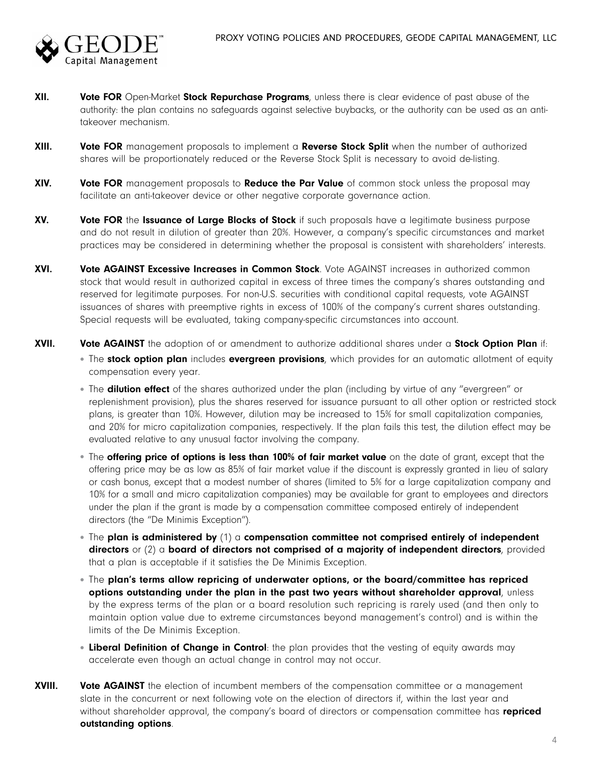**XII.** **Vote FOR** Open-Market **Stock Repurchase Programs**, unless there is clear evidence of past abuse of the authority: the plan contains no safeguards against selective buybacks, or the authority can be used as an anti-takeover mechanism.

**XIII.** **Vote FOR** management proposals to implement a **Reverse Stock Split** when the number of authorized shares will be proportionately reduced or the Reverse Stock Split is necessary to avoid de-listing.

**XIV.** **Vote FOR** management proposals to **Reduce the Par Value** of common stock unless the proposal may facilitate an anti-takeover device or other negative corporate governance action.

**XV.** **Vote FOR** the **Issuance of Large Blocks of Stock** if such proposals have a legitimate business purpose and do not result in dilution of greater than 20%. However, a company's specific circumstances and market practices may be considered in determining whether the proposal is consistent with shareholders' interests.

**XVI.** **Vote AGAINST Excessive Increases in Common Stock**. Vote AGAINST increases in authorized common stock that would result in authorized capital in excess of three times the company's shares outstanding and reserved for legitimate purposes. For non-U.S. securities with conditional capital requests, vote AGAINST issuances of shares with preemptive rights in excess of 100% of the company's current shares outstanding. Special requests will be evaluated, taking company-specific circumstances into account.

**XVII.** **Vote AGAINST** the adoption of or amendment to authorize additional shares under a **Stock Option Plan** if:

- The **stock option plan** includes **evergreen provisions**, which provides for an automatic allotment of equity compensation every year.
- The **dilution effect** of the shares authorized under the plan (including by virtue of any "evergreen" or replenishment provision), plus the shares reserved for issuance pursuant to all other option or restricted stock plans, is greater than 10%. However, dilution may be increased to 15% for small capitalization companies, and 20% for micro capitalization companies, respectively. If the plan fails this test, the dilution effect may be evaluated relative to any unusual factor involving the company.
- The **offering price of options is less than 100% of fair market value** on the date of grant, except that the offering price may be as low as 85% of fair market value if the discount is expressly granted in lieu of salary or cash bonus, except that a modest number of shares (limited to 5% for a large capitalization company and 10% for a small and micro capitalization companies) may be available for grant to employees and directors under the plan if the grant is made by a compensation committee composed entirely of independent directors (the "De Minimis Exception").
- The **plan is administered by** (1) a **compensation committee not comprised entirely of independent directors** or (2) a **board of directors not comprised of a majority of independent directors**, provided that a plan is acceptable if it satisfies the De Minimis Exception.
- The **plan's terms allow repricing of underwater options, or the board/committee has repriced options outstanding under the plan in the past two years without shareholder approval**, unless by the express terms of the plan or a board resolution such repricing is rarely used (and then only to maintain option value due to extreme circumstances beyond management's control) and is within the limits of the De Minimis Exception.
- **Liberal Definition of Change in Control**: the plan provides that the vesting of equity awards may accelerate even though an actual change in control may not occur.

**XVIII.** **Vote AGAINST** the election of incumbent members of the compensation committee or a management slate in the concurrent or next following vote on the election of directors if, within the last year and without shareholder approval, the company's board of directors or compensation committee has **repriced outstanding options**.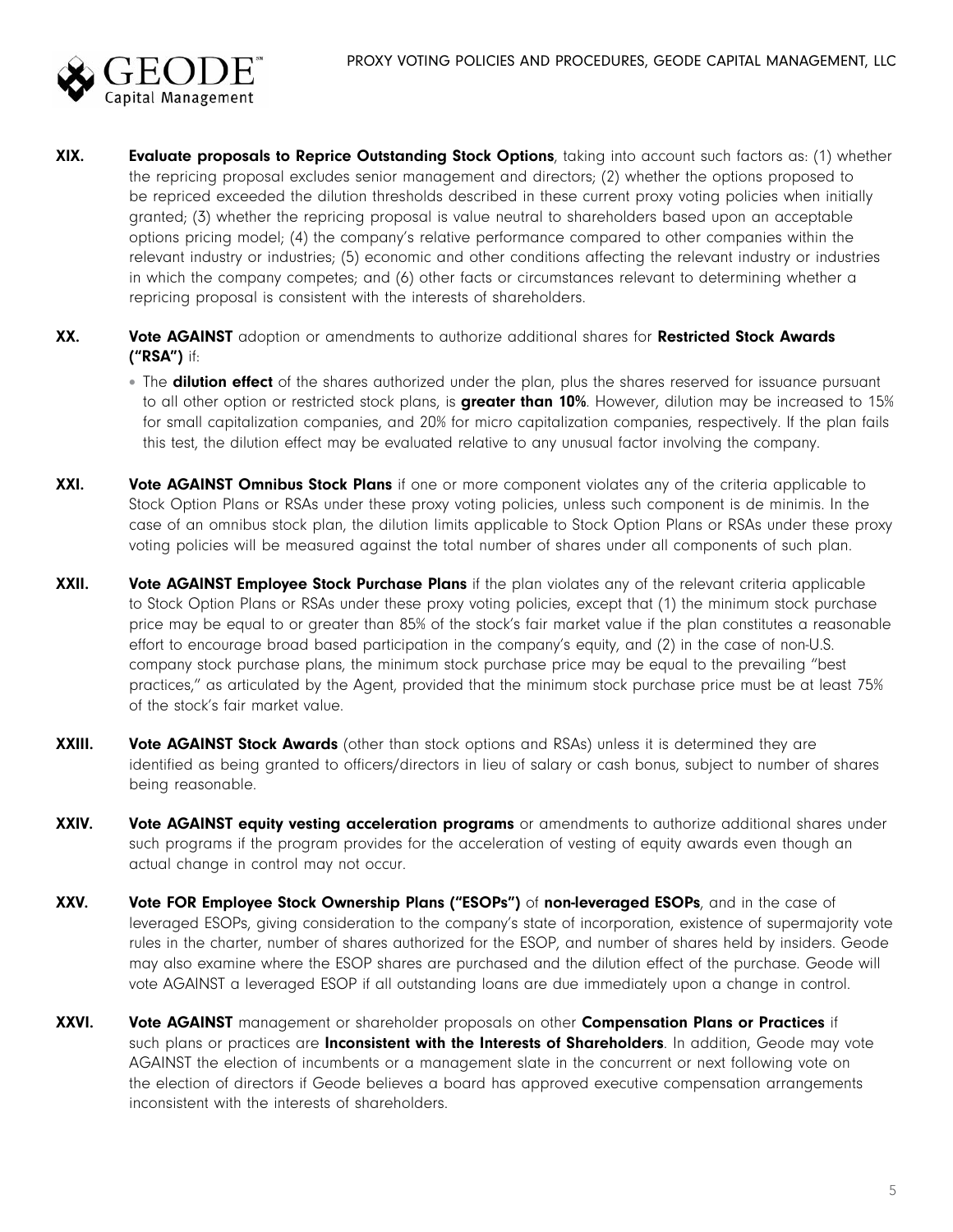**XIX.** **Evaluate proposals to Reprice Outstanding Stock Options**, taking into account such factors as: (1) whether the repricing proposal excludes senior management and directors; (2) whether the options proposed to be repriced exceeded the dilution thresholds described in these current proxy voting policies when initially granted; (3) whether the repricing proposal is value neutral to shareholders based upon an acceptable options pricing model; (4) the company's relative performance compared to other companies within the relevant industry or industries; (5) economic and other conditions affecting the relevant industry or industries in which the company competes; and (6) other facts or circumstances relevant to determining whether a repricing proposal is consistent with the interests of shareholders.

**XX.** **Vote AGAINST** adoption or amendments to authorize additional shares for **Restricted Stock Awards ("RSA")** if:

- The **dilution effect** of the shares authorized under the plan, plus the shares reserved for issuance pursuant to all other option or restricted stock plans, is **greater than 10%**. However, dilution may be increased to 15% for small capitalization companies, and 20% for micro capitalization companies, respectively. If the plan fails this test, the dilution effect may be evaluated relative to any unusual factor involving the company.

**XXI.** **Vote AGAINST Omnibus Stock Plans** if one or more component violates any of the criteria applicable to Stock Option Plans or RSAs under these proxy voting policies, unless such component is de minimis. In the case of an omnibus stock plan, the dilution limits applicable to Stock Option Plans or RSAs under these proxy voting policies will be measured against the total number of shares under all components of such plan.

**XXII.** **Vote AGAINST Employee Stock Purchase Plans** if the plan violates any of the relevant criteria applicable to Stock Option Plans or RSAs under these proxy voting policies, except that (1) the minimum stock purchase price may be equal to or greater than 85% of the stock's fair market value if the plan constitutes a reasonable effort to encourage broad based participation in the company's equity, and (2) in the case of non-U.S. company stock purchase plans, the minimum stock purchase price may be equal to the prevailing "best practices," as articulated by the Agent, provided that the minimum stock purchase price must be at least 75% of the stock's fair market value.

**XXIII.** **Vote AGAINST Stock Awards** (other than stock options and RSAs) unless it is determined they are identified as being granted to officers/directors in lieu of salary or cash bonus, subject to number of shares being reasonable.

**XXIV.** **Vote AGAINST equity vesting acceleration programs** or amendments to authorize additional shares under such programs if the program provides for the acceleration of vesting of equity awards even though an actual change in control may not occur.

**XXV.** **Vote FOR Employee Stock Ownership Plans ("ESOPs")** of **non-leveraged ESOPs**, and in the case of leveraged ESOPs, giving consideration to the company's state of incorporation, existence of supermajority vote rules in the charter, number of shares authorized for the ESOP, and number of shares held by insiders. Geode may also examine where the ESOP shares are purchased and the dilution effect of the purchase. Geode will vote AGAINST a leveraged ESOP if all outstanding loans are due immediately upon a change in control.

**XXVI.** **Vote AGAINST** management or shareholder proposals on other **Compensation Plans or Practices** if such plans or practices are **Inconsistent with the Interests of Shareholders**. In addition, Geode may vote AGAINST the election of incumbents or a management slate in the concurrent or next following vote on the election of directors if Geode believes a board has approved executive compensation arrangements inconsistent with the interests of shareholders.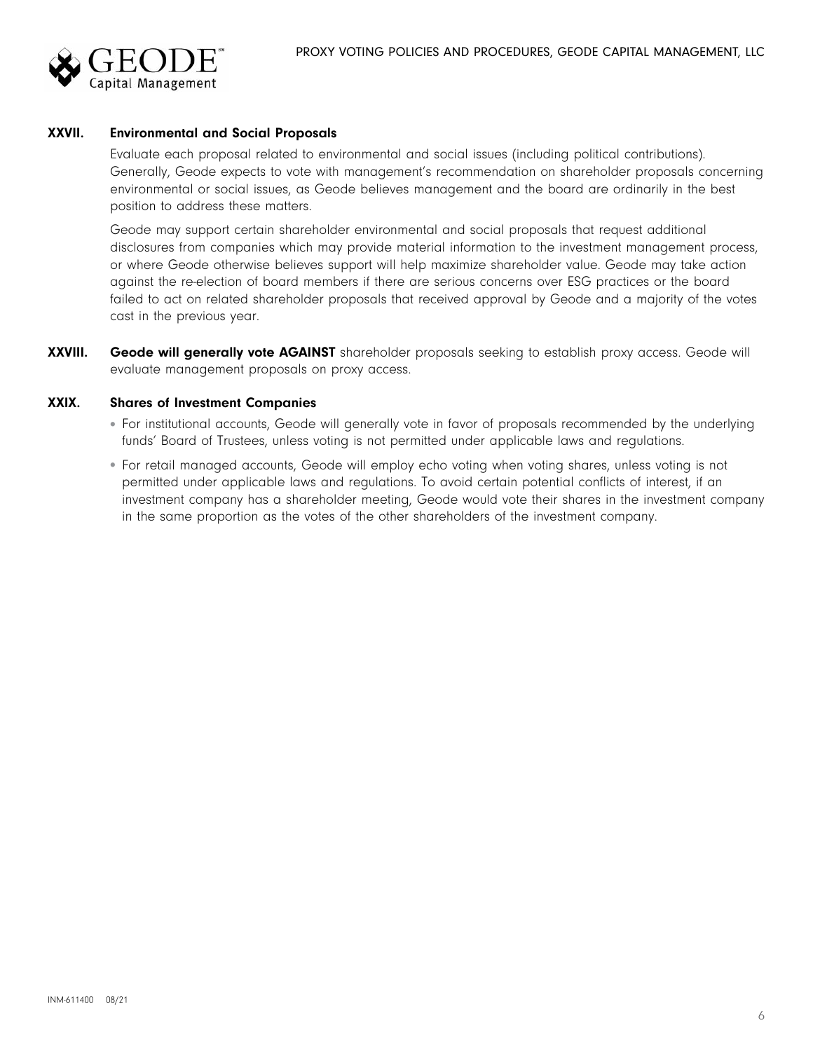**XXVII. Environmental and Social Proposals**

Evaluate each proposal related to environmental and social issues (including political contributions). Generally, Geode expects to vote with management's recommendation on shareholder proposals concerning environmental or social issues, as Geode believes management and the board are ordinarily in the best position to address these matters.

Geode may support certain shareholder environmental and social proposals that request additional disclosures from companies which may provide material information to the investment management process, or where Geode otherwise believes support will help maximize shareholder value. Geode may take action against the re-election of board members if there are serious concerns over ESG practices or the board failed to act on related shareholder proposals that received approval by Geode and a majority of the votes cast in the previous year.

**XXVIII. Geode will generally vote AGAINST** shareholder proposals seeking to establish proxy access. Geode will evaluate management proposals on proxy access.

**XXIX. Shares of Investment Companies**

- For institutional accounts, Geode will generally vote in favor of proposals recommended by the underlying funds' Board of Trustees, unless voting is not permitted under applicable laws and regulations.
- For retail managed accounts, Geode will employ echo voting when voting shares, unless voting is not permitted under applicable laws and regulations. To avoid certain potential conflicts of interest, if an investment company has a shareholder meeting, Geode would vote their shares in the investment company in the same proportion as the votes of the other shareholders of the investment company.

INM-611400 08/21